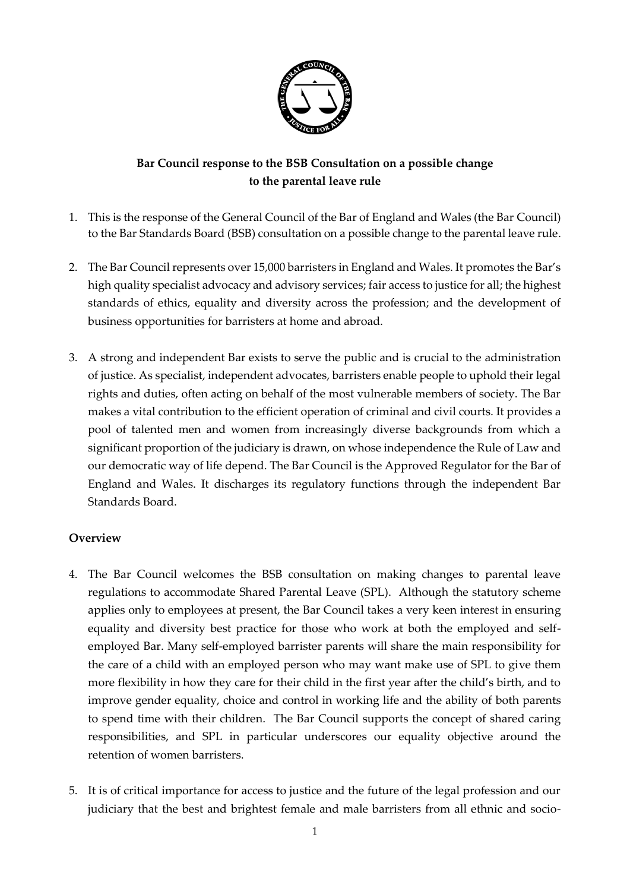**Bar Council response to the BSB Consultation on a possible change to the parental leave rule**

1. This is the response of the General Council of the Bar of England and Wales (the Bar Council) to the Bar Standards Board (BSB) consultation on a possible change to the parental leave rule.

2. The Bar Council represents over 15,000 barristers in England and Wales. It promotes the Bar's high quality specialist advocacy and advisory services; fair access to justice for all; the highest standards of ethics, equality and diversity across the profession; and the development of business opportunities for barristers at home and abroad.

3. A strong and independent Bar exists to serve the public and is crucial to the administration of justice. As specialist, independent advocates, barristers enable people to uphold their legal rights and duties, often acting on behalf of the most vulnerable members of society. The Bar makes a vital contribution to the efficient operation of criminal and civil courts. It provides a pool of talented men and women from increasingly diverse backgrounds from which a significant proportion of the judiciary is drawn, on whose independence the Rule of Law and our democratic way of life depend. The Bar Council is the Approved Regulator for the Bar of England and Wales. It discharges its regulatory functions through the independent Bar Standards Board.

## Overview

4. The Bar Council welcomes the BSB consultation on making changes to parental leave regulations to accommodate Shared Parental Leave (SPL). Although the statutory scheme applies only to employees at present, the Bar Council takes a very keen interest in ensuring equality and diversity best practice for those who work at both the employed and self-employed Bar. Many self-employed barrister parents will share the main responsibility for the care of a child with an employed person who may want make use of SPL to give them more flexibility in how they care for their child in the first year after the child's birth, and to improve gender equality, choice and control in working life and the ability of both parents to spend time with their children. The Bar Council supports the concept of shared caring responsibilities, and SPL in particular underscores our equality objective around the retention of women barristers.

5. It is of critical importance for access to justice and the future of the legal profession and our judiciary that the best and brightest female and male barristers from all ethnic and socio-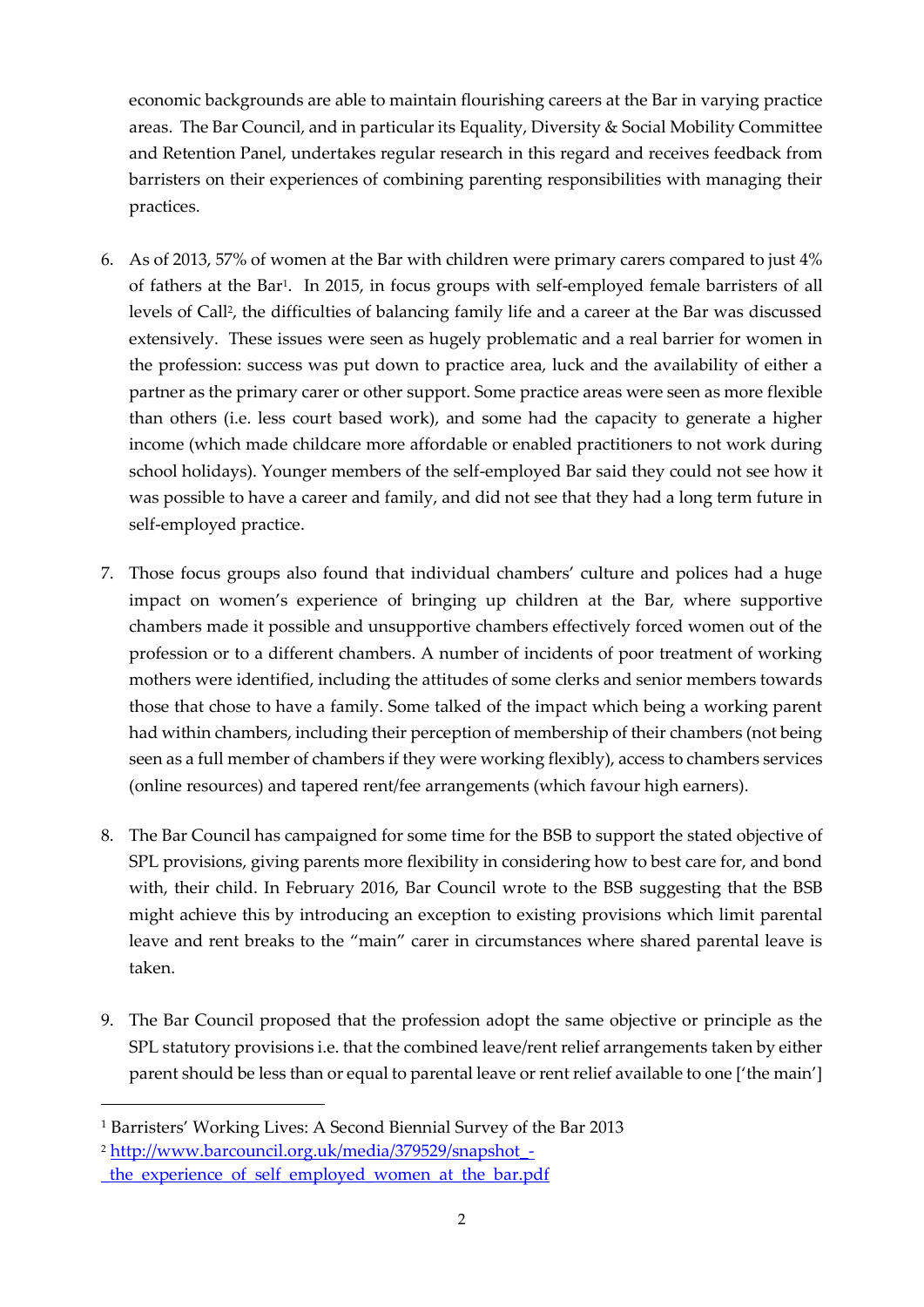economic backgrounds are able to maintain flourishing careers at the Bar in varying practice areas. The Bar Council, and in particular its Equality, Diversity & Social Mobility Committee and Retention Panel, undertakes regular research in this regard and receives feedback from barristers on their experiences of combining parenting responsibilities with managing their practices.

6. As of 2013, 57% of women at the Bar with children were primary carers compared to just 4% of fathers at the Bar[1]. In 2015, in focus groups with self-employed female barristers of all levels of Call[2], the difficulties of balancing family life and a career at the Bar was discussed extensively. These issues were seen as hugely problematic and a real barrier for women in the profession: success was put down to practice area, luck and the availability of either a partner as the primary carer or other support. Some practice areas were seen as more flexible than others (i.e. less court based work), and some had the capacity to generate a higher income (which made childcare more affordable or enabled practitioners to not work during school holidays). Younger members of the self-employed Bar said they could not see how it was possible to have a career and family, and did not see that they had a long term future in self-employed practice.

7. Those focus groups also found that individual chambers' culture and polices had a huge impact on women's experience of bringing up children at the Bar, where supportive chambers made it possible and unsupportive chambers effectively forced women out of the profession or to a different chambers. A number of incidents of poor treatment of working mothers were identified, including the attitudes of some clerks and senior members towards those that chose to have a family. Some talked of the impact which being a working parent had within chambers, including their perception of membership of their chambers (not being seen as a full member of chambers if they were working flexibly), access to chambers services (online resources) and tapered rent/fee arrangements (which favour high earners).

8. The Bar Council has campaigned for some time for the BSB to support the stated objective of SPL provisions, giving parents more flexibility in considering how to best care for, and bond with, their child. In February 2016, Bar Council wrote to the BSB suggesting that the BSB might achieve this by introducing an exception to existing provisions which limit parental leave and rent breaks to the "main" carer in circumstances where shared parental leave is taken.

9. The Bar Council proposed that the profession adopt the same objective or principle as the SPL statutory provisions i.e. that the combined leave/rent relief arrangements taken by either parent should be less than or equal to parental leave or rent relief available to one ['the main']

---

[1] Barristers' Working Lives: A Second Biennial Survey of the Bar 2013

[2] http://www.barcouncil.org.uk/media/379529/snapshot_-_the_experience_of_self_employed_women_at_the_bar.pdf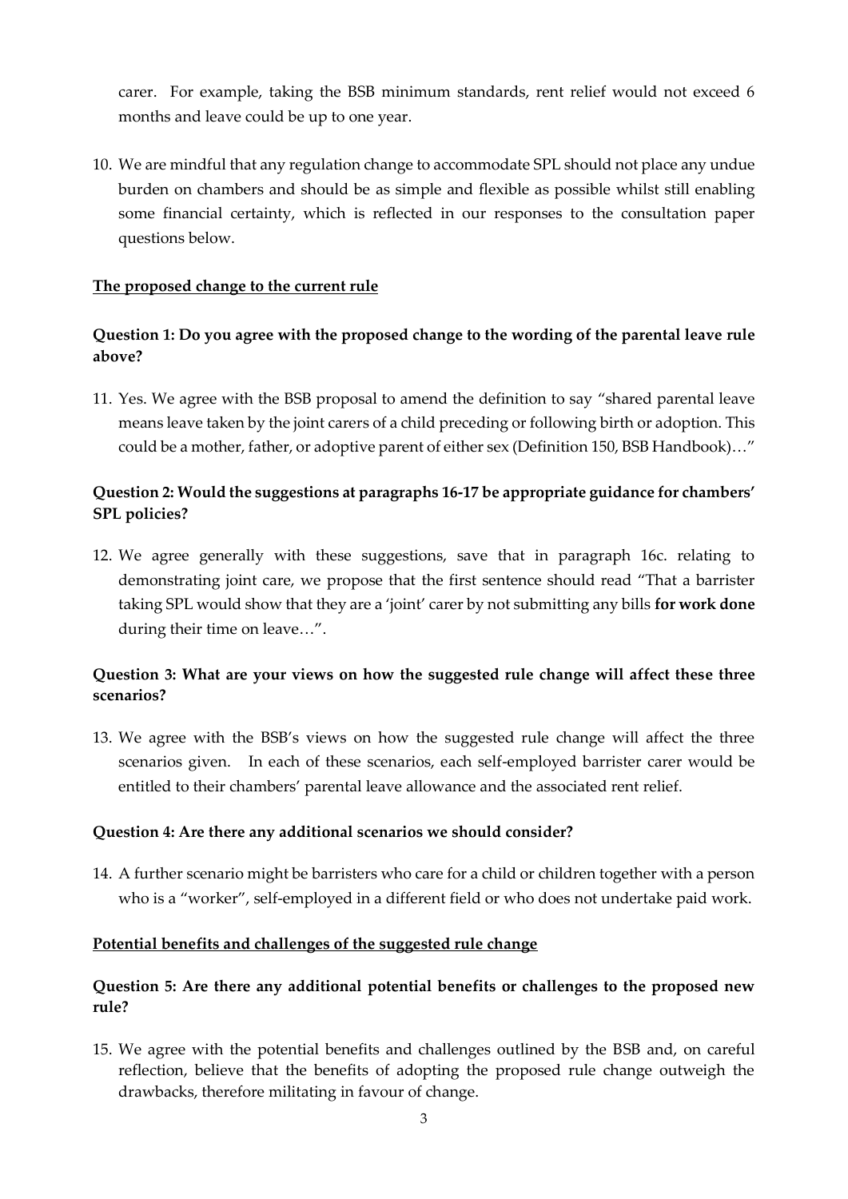carer. For example, taking the BSB minimum standards, rent relief would not exceed 6 months and leave could be up to one year.

10. We are mindful that any regulation change to accommodate SPL should not place any undue burden on chambers and should be as simple and flexible as possible whilst still enabling some financial certainty, which is reflected in our responses to the consultation paper questions below.

<u>**The proposed change to the current rule**</u>

**Question 1: Do you agree with the proposed change to the wording of the parental leave rule above?**

11. Yes. We agree with the BSB proposal to amend the definition to say "shared parental leave means leave taken by the joint carers of a child preceding or following birth or adoption. This could be a mother, father, or adoptive parent of either sex (Definition 150, BSB Handbook)…"

**Question 2: Would the suggestions at paragraphs 16-17 be appropriate guidance for chambers' SPL policies?**

12. We agree generally with these suggestions, save that in paragraph 16c. relating to demonstrating joint care, we propose that the first sentence should read "That a barrister taking SPL would show that they are a 'joint' carer by not submitting any bills **for work done** during their time on leave…".

**Question 3: What are your views on how the suggested rule change will affect these three scenarios?**

13. We agree with the BSB's views on how the suggested rule change will affect the three scenarios given. In each of these scenarios, each self-employed barrister carer would be entitled to their chambers' parental leave allowance and the associated rent relief.

**Question 4: Are there any additional scenarios we should consider?**

14. A further scenario might be barristers who care for a child or children together with a person who is a "worker", self-employed in a different field or who does not undertake paid work.

<u>**Potential benefits and challenges of the suggested rule change**</u>

**Question 5: Are there any additional potential benefits or challenges to the proposed new rule?**

15. We agree with the potential benefits and challenges outlined by the BSB and, on careful reflection, believe that the benefits of adopting the proposed rule change outweigh the drawbacks, therefore militating in favour of change.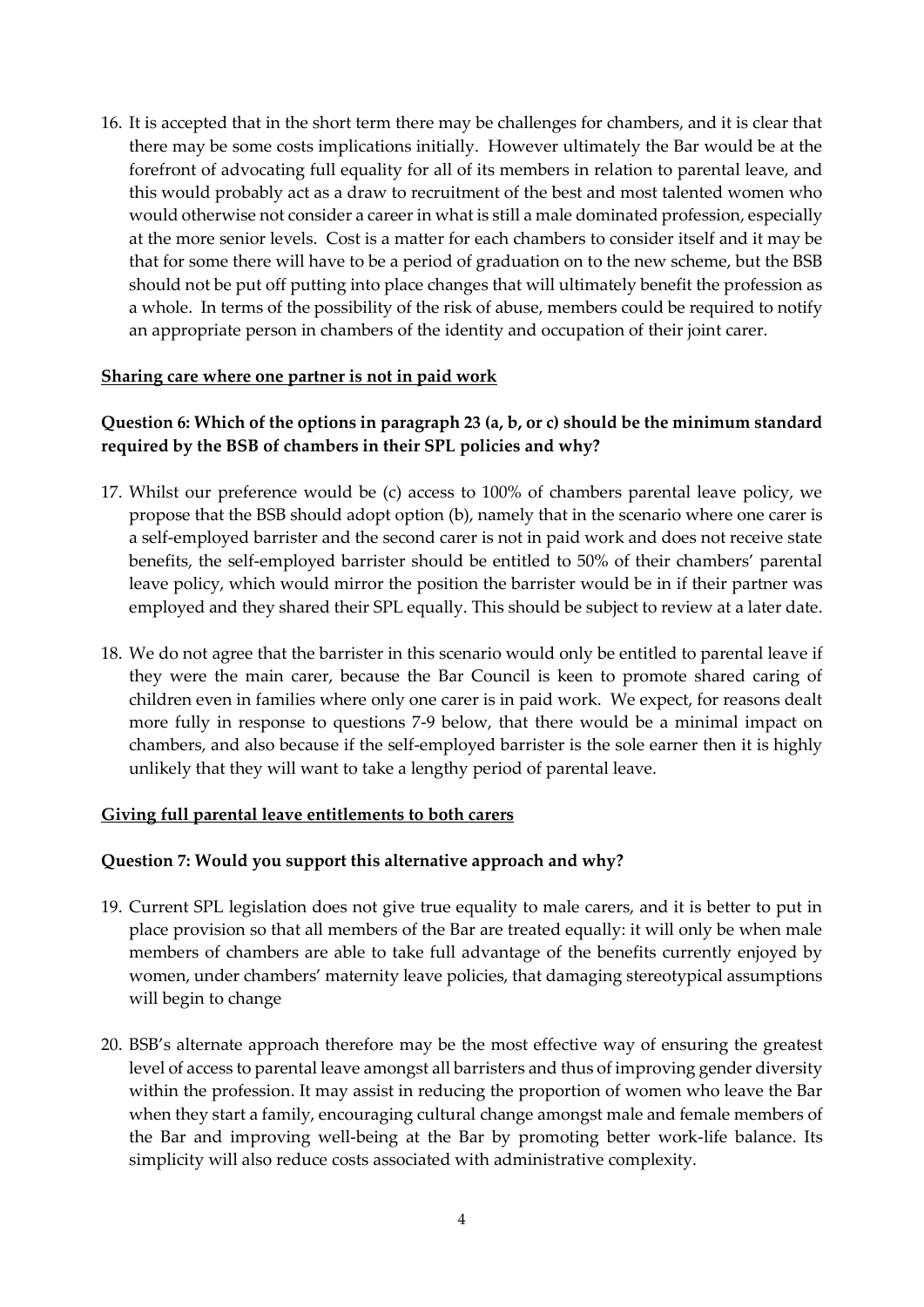16. It is accepted that in the short term there may be challenges for chambers, and it is clear that there may be some costs implications initially. However ultimately the Bar would be at the forefront of advocating full equality for all of its members in relation to parental leave, and this would probably act as a draw to recruitment of the best and most talented women who would otherwise not consider a career in what is still a male dominated profession, especially at the more senior levels. Cost is a matter for each chambers to consider itself and it may be that for some there will have to be a period of graduation on to the new scheme, but the BSB should not be put off putting into place changes that will ultimately benefit the profession as a whole. In terms of the possibility of the risk of abuse, members could be required to notify an appropriate person in chambers of the identity and occupation of their joint carer.

**Sharing care where one partner is not in paid work**

**Question 6: Which of the options in paragraph 23 (a, b, or c) should be the minimum standard required by the BSB of chambers in their SPL policies and why?**

17. Whilst our preference would be (c) access to 100% of chambers parental leave policy, we propose that the BSB should adopt option (b), namely that in the scenario where one carer is a self-employed barrister and the second carer is not in paid work and does not receive state benefits, the self-employed barrister should be entitled to 50% of their chambers' parental leave policy, which would mirror the position the barrister would be in if their partner was employed and they shared their SPL equally. This should be subject to review at a later date.

18. We do not agree that the barrister in this scenario would only be entitled to parental leave if they were the main carer, because the Bar Council is keen to promote shared caring of children even in families where only one carer is in paid work. We expect, for reasons dealt more fully in response to questions 7-9 below, that there would be a minimal impact on chambers, and also because if the self-employed barrister is the sole earner then it is highly unlikely that they will want to take a lengthy period of parental leave.

**Giving full parental leave entitlements to both carers**

**Question 7: Would you support this alternative approach and why?**

19. Current SPL legislation does not give true equality to male carers, and it is better to put in place provision so that all members of the Bar are treated equally: it will only be when male members of chambers are able to take full advantage of the benefits currently enjoyed by women, under chambers' maternity leave policies, that damaging stereotypical assumptions will begin to change

20. BSB's alternate approach therefore may be the most effective way of ensuring the greatest level of access to parental leave amongst all barristers and thus of improving gender diversity within the profession. It may assist in reducing the proportion of women who leave the Bar when they start a family, encouraging cultural change amongst male and female members of the Bar and improving well-being at the Bar by promoting better work-life balance. Its simplicity will also reduce costs associated with administrative complexity.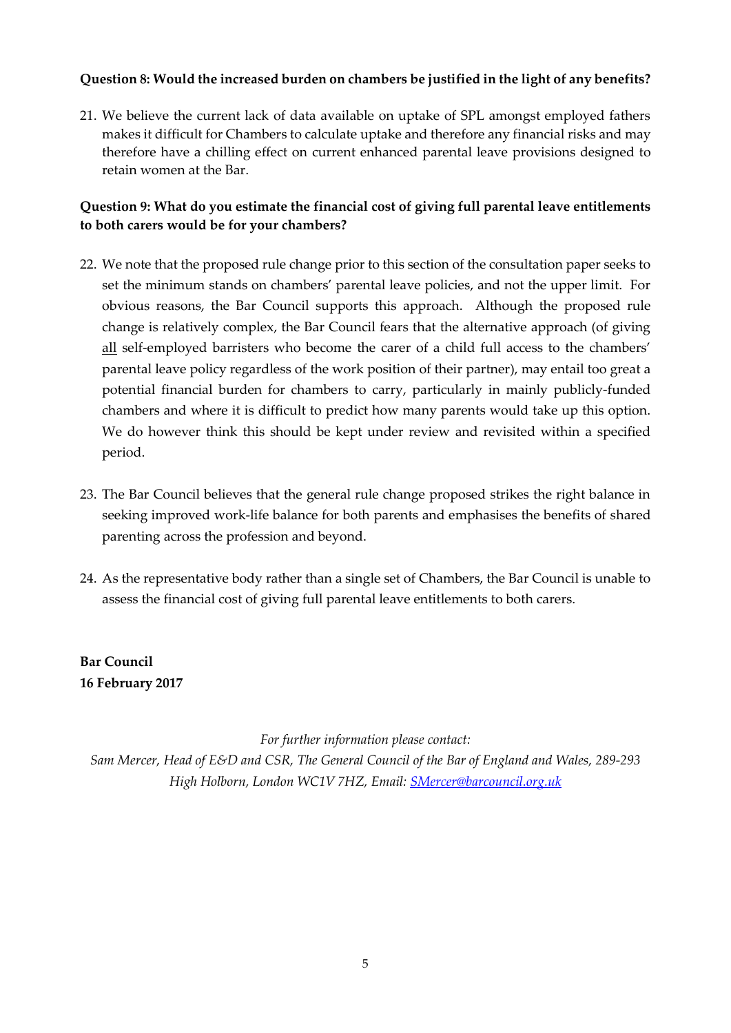**Question 8: Would the increased burden on chambers be justified in the light of any benefits?**

21. We believe the current lack of data available on uptake of SPL amongst employed fathers makes it difficult for Chambers to calculate uptake and therefore any financial risks and may therefore have a chilling effect on current enhanced parental leave provisions designed to retain women at the Bar.

**Question 9: What do you estimate the financial cost of giving full parental leave entitlements to both carers would be for your chambers?**

22. We note that the proposed rule change prior to this section of the consultation paper seeks to set the minimum stands on chambers' parental leave policies, and not the upper limit. For obvious reasons, the Bar Council supports this approach. Although the proposed rule change is relatively complex, the Bar Council fears that the alternative approach (of giving <u>all</u> self-employed barristers who become the carer of a child full access to the chambers' parental leave policy regardless of the work position of their partner), may entail too great a potential financial burden for chambers to carry, particularly in mainly publicly-funded chambers and where it is difficult to predict how many parents would take up this option. We do however think this should be kept under review and revisited within a specified period.

23. The Bar Council believes that the general rule change proposed strikes the right balance in seeking improved work-life balance for both parents and emphasises the benefits of shared parenting across the profession and beyond.

24. As the representative body rather than a single set of Chambers, the Bar Council is unable to assess the financial cost of giving full parental leave entitlements to both carers.

**Bar Council**
**16 February 2017**

*For further information please contact:*
*Sam Mercer, Head of E&D and CSR, The General Council of the Bar of England and Wales, 289-293 High Holborn, London WC1V 7HZ, Email: [SMercer@barcouncil.org.uk](mailto:SMercer@barcouncil.org.uk)*